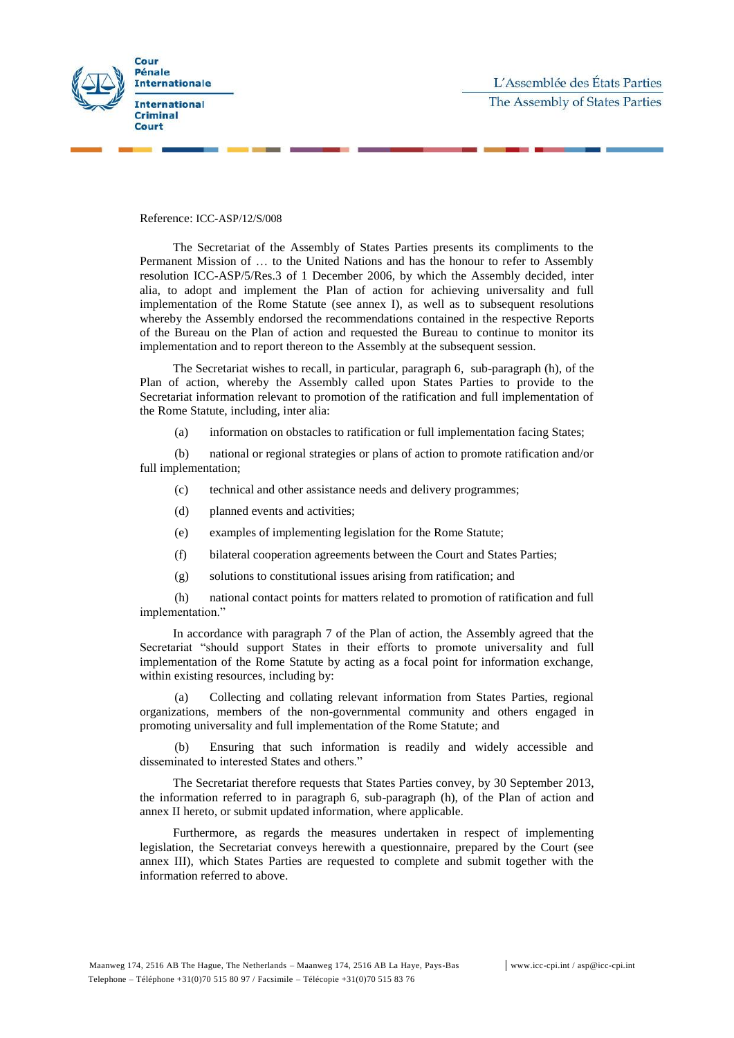Cour Pénale Internationale

International Criminal Court

L'Assemblée des États Parties

The Assembly of States Parties

Reference: ICC-ASP/12/S/008

The Secretariat of the Assembly of States Parties presents its compliments to the Permanent Mission of … to the United Nations and has the honour to refer to Assembly resolution ICC-ASP/5/Res.3 of 1 December 2006, by which the Assembly decided, inter alia, to adopt and implement the Plan of action for achieving universality and full implementation of the Rome Statute (see annex I), as well as to subsequent resolutions whereby the Assembly endorsed the recommendations contained in the respective Reports of the Bureau on the Plan of action and requested the Bureau to continue to monitor its implementation and to report thereon to the Assembly at the subsequent session.

The Secretariat wishes to recall, in particular, paragraph 6, sub-paragraph (h), of the Plan of action, whereby the Assembly called upon States Parties to provide to the Secretariat information relevant to promotion of the ratification and full implementation of the Rome Statute, including, inter alia:

(a) information on obstacles to ratification or full implementation facing States;

(b) national or regional strategies or plans of action to promote ratification and/or full implementation;

(c) technical and other assistance needs and delivery programmes;

(d) planned events and activities;

(e) examples of implementing legislation for the Rome Statute;

(f) bilateral cooperation agreements between the Court and States Parties;

(g) solutions to constitutional issues arising from ratification; and

(h) national contact points for matters related to promotion of ratification and full implementation."

In accordance with paragraph 7 of the Plan of action, the Assembly agreed that the Secretariat "should support States in their efforts to promote universality and full implementation of the Rome Statute by acting as a focal point for information exchange, within existing resources, including by:

(a) Collecting and collating relevant information from States Parties, regional organizations, members of the non-governmental community and others engaged in promoting universality and full implementation of the Rome Statute; and

(b) Ensuring that such information is readily and widely accessible and disseminated to interested States and others."

The Secretariat therefore requests that States Parties convey, by 30 September 2013, the information referred to in paragraph 6, sub-paragraph (h), of the Plan of action and annex II hereto, or submit updated information, where applicable.

Furthermore, as regards the measures undertaken in respect of implementing legislation, the Secretariat conveys herewith a questionnaire, prepared by the Court (see annex III), which States Parties are requested to complete and submit together with the information referred to above.

Maanweg 174, 2516 AB The Hague, The Netherlands – Maanweg 174, 2516 AB La Haye, Pays-Bas | www.icc-cpi.int / asp@icc-cpi.int

Telephone – Téléphone +31(0)70 515 80 97 / Facsimile – Télécopie +31(0)70 515 83 76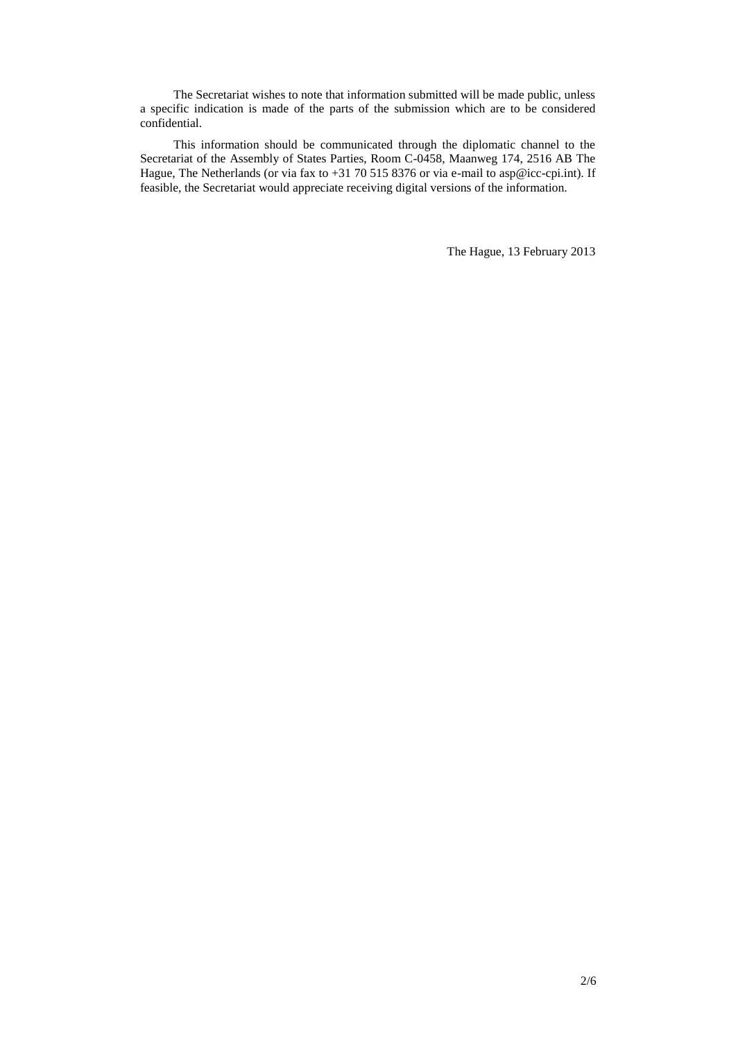The Secretariat wishes to note that information submitted will be made public, unless a specific indication is made of the parts of the submission which are to be considered confidential.

This information should be communicated through the diplomatic channel to the Secretariat of the Assembly of States Parties, Room C-0458, Maanweg 174, 2516 AB The Hague, The Netherlands (or via fax to +31 70 515 8376 or via e-mail to asp@icc-cpi.int). If feasible, the Secretariat would appreciate receiving digital versions of the information.

The Hague, 13 February 2013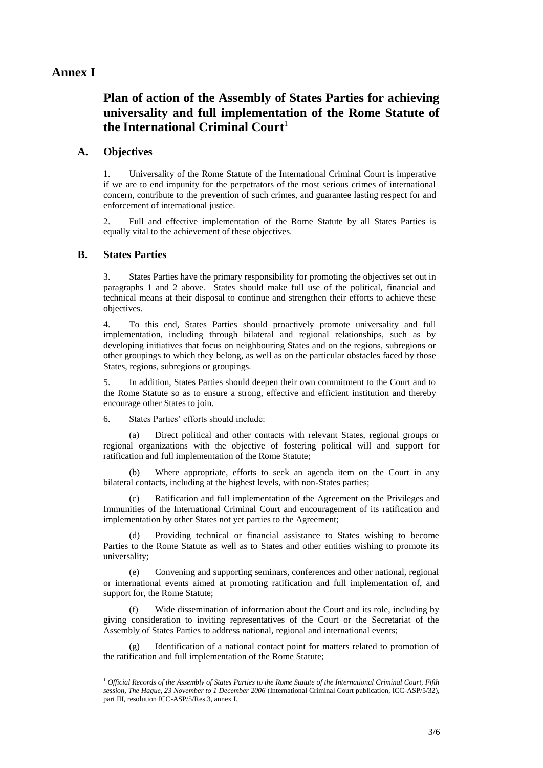# Annex I

## Plan of action of the Assembly of States Parties for achieving universality and full implementation of the Rome Statute of the International Criminal Court[1]

### A. Objectives

1. Universality of the Rome Statute of the International Criminal Court is imperative if we are to end impunity for the perpetrators of the most serious crimes of international concern, contribute to the prevention of such crimes, and guarantee lasting respect for and enforcement of international justice.

2. Full and effective implementation of the Rome Statute by all States Parties is equally vital to the achievement of these objectives.

### B. States Parties

3. States Parties have the primary responsibility for promoting the objectives set out in paragraphs 1 and 2 above. States should make full use of the political, financial and technical means at their disposal to continue and strengthen their efforts to achieve these objectives.

4. To this end, States Parties should proactively promote universality and full implementation, including through bilateral and regional relationships, such as by developing initiatives that focus on neighbouring States and on the regions, subregions or other groupings to which they belong, as well as on the particular obstacles faced by those States, regions, subregions or groupings.

5. In addition, States Parties should deepen their own commitment to the Court and to the Rome Statute so as to ensure a strong, effective and efficient institution and thereby encourage other States to join.

6. States Parties' efforts should include:

(a) Direct political and other contacts with relevant States, regional groups or regional organizations with the objective of fostering political will and support for ratification and full implementation of the Rome Statute;

(b) Where appropriate, efforts to seek an agenda item on the Court in any bilateral contacts, including at the highest levels, with non-States parties;

(c) Ratification and full implementation of the Agreement on the Privileges and Immunities of the International Criminal Court and encouragement of its ratification and implementation by other States not yet parties to the Agreement;

(d) Providing technical or financial assistance to States wishing to become Parties to the Rome Statute as well as to States and other entities wishing to promote its universality;

(e) Convening and supporting seminars, conferences and other national, regional or international events aimed at promoting ratification and full implementation of, and support for, the Rome Statute;

(f) Wide dissemination of information about the Court and its role, including by giving consideration to inviting representatives of the Court or the Secretariat of the Assembly of States Parties to address national, regional and international events;

(g) Identification of a national contact point for matters related to promotion of the ratification and full implementation of the Rome Statute;

[1] *Official Records of the Assembly of States Parties to the Rome Statute of the International Criminal Court, Fifth session, The Hague, 23 November to 1 December 2006* (International Criminal Court publication, ICC-ASP/5/32), part III, resolution ICC-ASP/5/Res.3, annex I.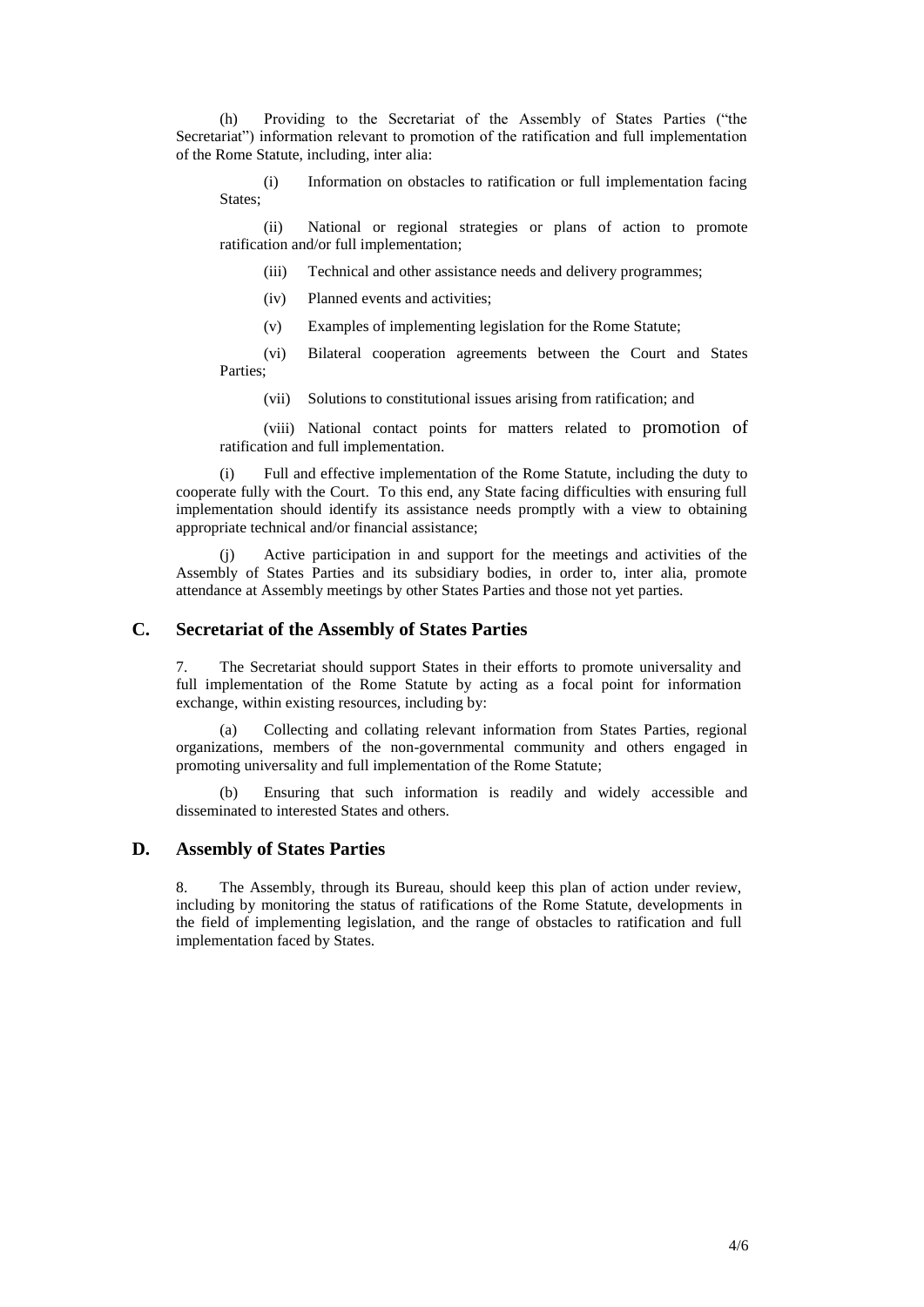(h) Providing to the Secretariat of the Assembly of States Parties ("the Secretariat") information relevant to promotion of the ratification and full implementation of the Rome Statute, including, inter alia:

(i) Information on obstacles to ratification or full implementation facing States;

(ii) National or regional strategies or plans of action to promote ratification and/or full implementation;

(iii) Technical and other assistance needs and delivery programmes;

(iv) Planned events and activities;

(v) Examples of implementing legislation for the Rome Statute;

(vi) Bilateral cooperation agreements between the Court and States Parties;

(vii) Solutions to constitutional issues arising from ratification; and

(viii) National contact points for matters related to promotion of ratification and full implementation.

(i) Full and effective implementation of the Rome Statute, including the duty to cooperate fully with the Court. To this end, any State facing difficulties with ensuring full implementation should identify its assistance needs promptly with a view to obtaining appropriate technical and/or financial assistance;

(j) Active participation in and support for the meetings and activities of the Assembly of States Parties and its subsidiary bodies, in order to, inter alia, promote attendance at Assembly meetings by other States Parties and those not yet parties.

## C. Secretariat of the Assembly of States Parties

7. The Secretariat should support States in their efforts to promote universality and full implementation of the Rome Statute by acting as a focal point for information exchange, within existing resources, including by:

(a) Collecting and collating relevant information from States Parties, regional organizations, members of the non-governmental community and others engaged in promoting universality and full implementation of the Rome Statute;

(b) Ensuring that such information is readily and widely accessible and disseminated to interested States and others.

## D. Assembly of States Parties

8. The Assembly, through its Bureau, should keep this plan of action under review, including by monitoring the status of ratifications of the Rome Statute, developments in the field of implementing legislation, and the range of obstacles to ratification and full implementation faced by States.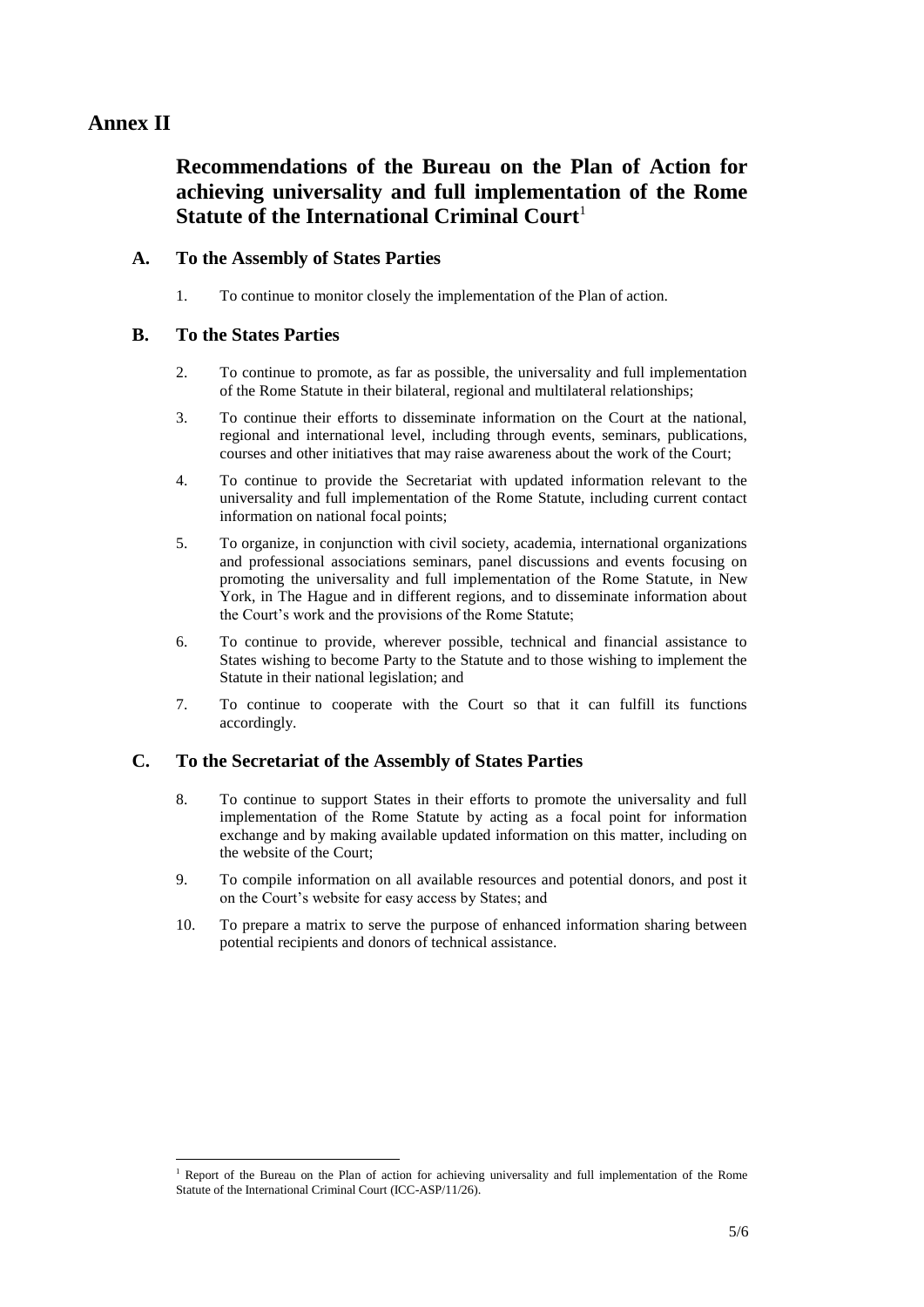# Annex II

## Recommendations of the Bureau on the Plan of Action for achieving universality and full implementation of the Rome Statute of the International Criminal Court[1]

### A. To the Assembly of States Parties

1. To continue to monitor closely the implementation of the Plan of action.

### B. To the States Parties

2. To continue to promote, as far as possible, the universality and full implementation of the Rome Statute in their bilateral, regional and multilateral relationships;

3. To continue their efforts to disseminate information on the Court at the national, regional and international level, including through events, seminars, publications, courses and other initiatives that may raise awareness about the work of the Court;

4. To continue to provide the Secretariat with updated information relevant to the universality and full implementation of the Rome Statute, including current contact information on national focal points;

5. To organize, in conjunction with civil society, academia, international organizations and professional associations seminars, panel discussions and events focusing on promoting the universality and full implementation of the Rome Statute, in New York, in The Hague and in different regions, and to disseminate information about the Court's work and the provisions of the Rome Statute;

6. To continue to provide, wherever possible, technical and financial assistance to States wishing to become Party to the Statute and to those wishing to implement the Statute in their national legislation; and

7. To continue to cooperate with the Court so that it can fulfill its functions accordingly.

### C. To the Secretariat of the Assembly of States Parties

8. To continue to support States in their efforts to promote the universality and full implementation of the Rome Statute by acting as a focal point for information exchange and by making available updated information on this matter, including on the website of the Court;

9. To compile information on all available resources and potential donors, and post it on the Court's website for easy access by States; and

10. To prepare a matrix to serve the purpose of enhanced information sharing between potential recipients and donors of technical assistance.

---

[1] Report of the Bureau on the Plan of action for achieving universality and full implementation of the Rome Statute of the International Criminal Court (ICC-ASP/11/26).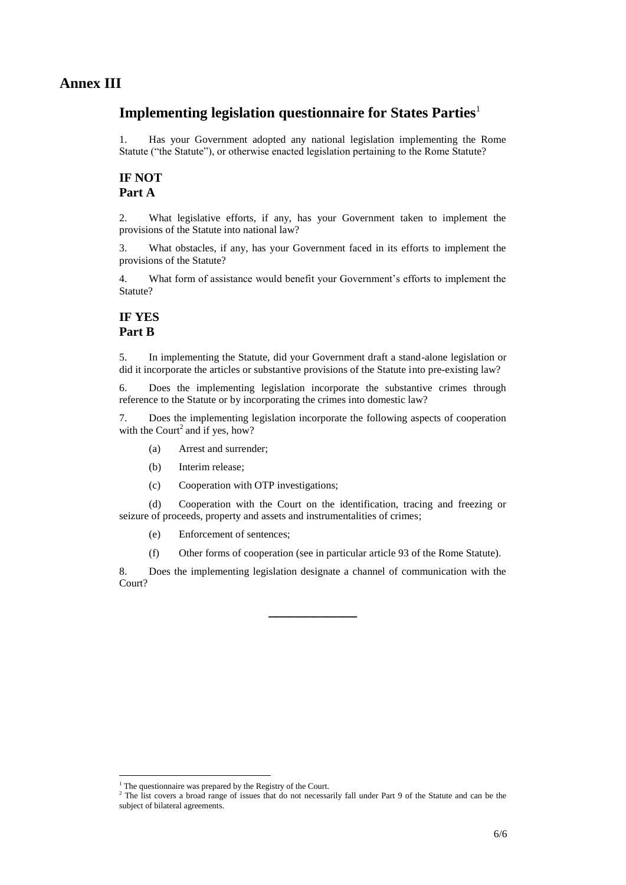# Annex III

## Implementing legislation questionnaire for States Parties[1]

1. Has your Government adopted any national legislation implementing the Rome Statute ("the Statute"), or otherwise enacted legislation pertaining to the Rome Statute?

### IF NOT
### Part A

2. What legislative efforts, if any, has your Government taken to implement the provisions of the Statute into national law?

3. What obstacles, if any, has your Government faced in its efforts to implement the provisions of the Statute?

4. What form of assistance would benefit your Government's efforts to implement the Statute?

### IF YES
### Part B

5. In implementing the Statute, did your Government draft a stand-alone legislation or did it incorporate the articles or substantive provisions of the Statute into pre-existing law?

6. Does the implementing legislation incorporate the substantive crimes through reference to the Statute or by incorporating the crimes into domestic law?

7. Does the implementing legislation incorporate the following aspects of cooperation with the Court[2] and if yes, how?

   (a) Arrest and surrender;

   (b) Interim release;

   (c) Cooperation with OTP investigations;

   (d) Cooperation with the Court on the identification, tracing and freezing or seizure of proceeds, property and assets and instrumentalities of crimes;

   (e) Enforcement of sentences;

   (f) Other forms of cooperation (see in particular article 93 of the Rome Statute).

8. Does the implementing legislation designate a channel of communication with the Court?

---

[1] The questionnaire was prepared by the Registry of the Court.

[2] The list covers a broad range of issues that do not necessarily fall under Part 9 of the Statute and can be the subject of bilateral agreements.